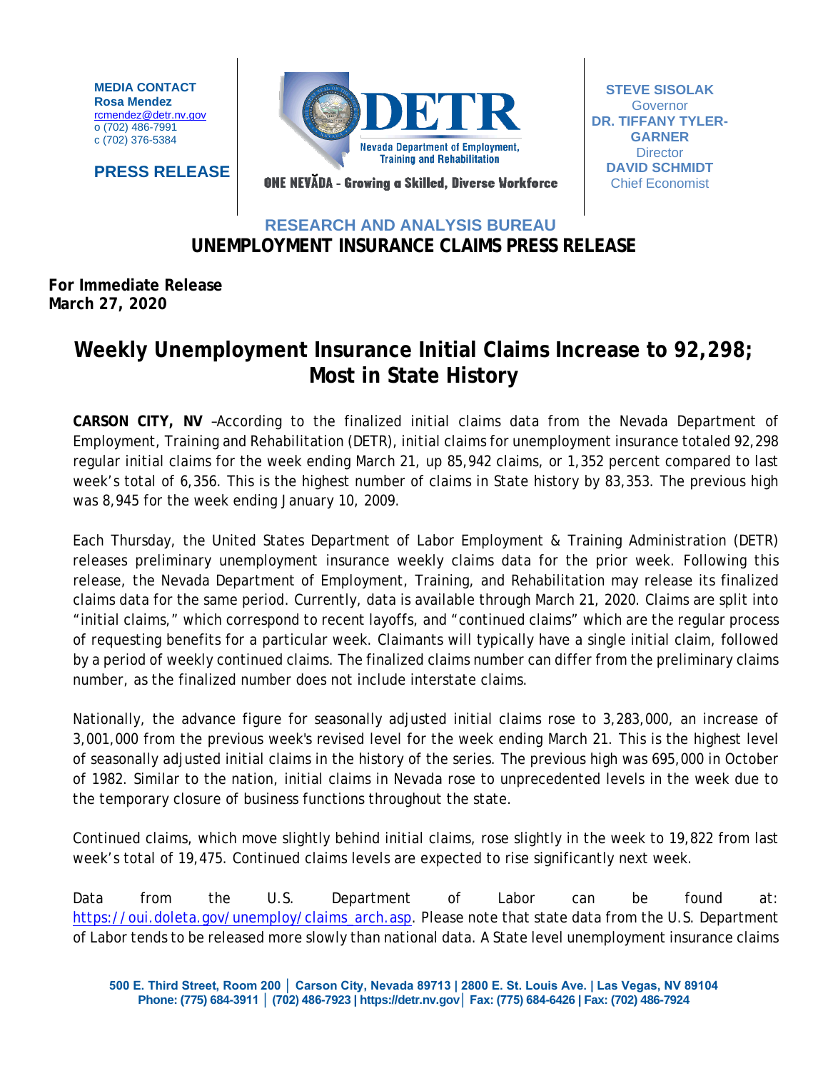**MEDIA CONTACT**
**Rosa Mendez**
rcmendez@detr.nv.gov
o (702) 486-7991
c (702) 376-5384

**PRESS RELEASE**

DETR
Nevada Department of Employment, Training and Rehabilitation
ONE NEVĂDA – Growing a Skilled, Diverse Workforce

**STEVE SISOLAK**
Governor
**DR. TIFFANY TYLER-GARNER**
Director
**DAVID SCHMIDT**
Chief Economist

## RESEARCH AND ANALYSIS BUREAU
## UNEMPLOYMENT INSURANCE CLAIMS PRESS RELEASE

**For Immediate Release**
**March 27, 2020**

# Weekly Unemployment Insurance Initial Claims Increase to 92,298; Most in State History

**CARSON CITY, NV** –According to the finalized initial claims data from the Nevada Department of Employment, Training and Rehabilitation (DETR), initial claims for unemployment insurance totaled 92,298 regular initial claims for the week ending March 21, up 85,942 claims, or 1,352 percent compared to last week's total of 6,356. This is the highest number of claims in State history by 83,353. The previous high was 8,945 for the week ending January 10, 2009.

Each Thursday, the United States Department of Labor Employment & Training Administration (DETR) releases preliminary unemployment insurance weekly claims data for the prior week. Following this release, the Nevada Department of Employment, Training, and Rehabilitation may release its finalized claims data for the same period. Currently, data is available through March 21, 2020. Claims are split into "initial claims," which correspond to recent layoffs, and "continued claims" which are the regular process of requesting benefits for a particular week. Claimants will typically have a single initial claim, followed by a period of weekly continued claims. The finalized claims number can differ from the preliminary claims number, as the finalized number does not include interstate claims.

Nationally, the advance figure for seasonally adjusted initial claims rose to 3,283,000, an increase of 3,001,000 from the previous week's revised level for the week ending March 21. This is the highest level of seasonally adjusted initial claims in the history of the series. The previous high was 695,000 in October of 1982. Similar to the nation, initial claims in Nevada rose to unprecedented levels in the week due to the temporary closure of business functions throughout the state.

Continued claims, which move slightly behind initial claims, rose slightly in the week to 19,822 from last week's total of 19,475. Continued claims levels are expected to rise significantly next week.

Data from the U.S. Department of Labor can be found at: https://oui.doleta.gov/unemploy/claims_arch.asp. Please note that state data from the U.S. Department of Labor tends to be released more slowly than national data. A State level unemployment insurance claims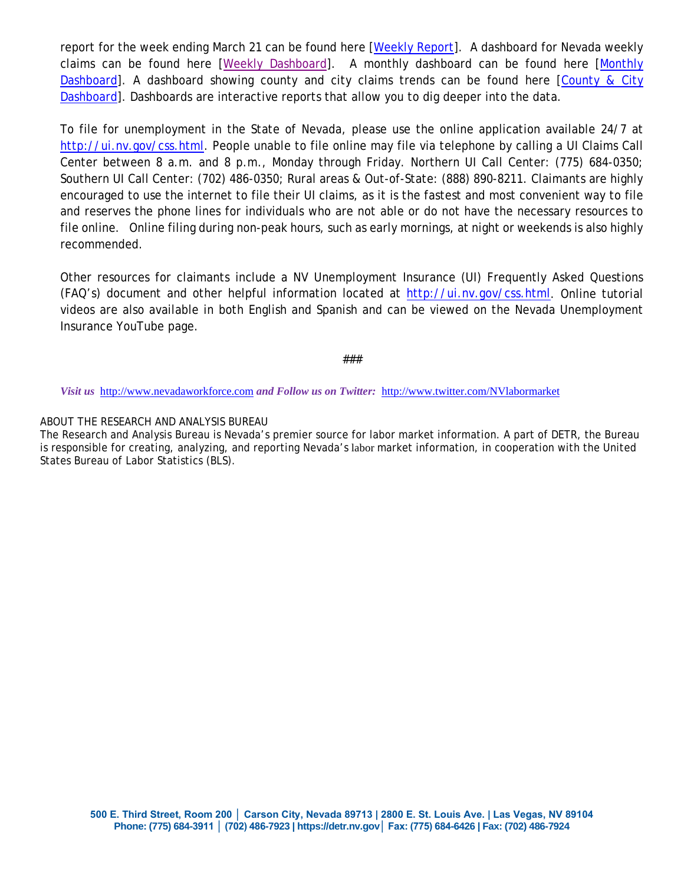report for the week ending March 21 can be found here [Weekly Report]. A dashboard for Nevada weekly claims can be found here [Weekly Dashboard]. A monthly dashboard can be found here [Monthly Dashboard]. A dashboard showing county and city claims trends can be found here [County & City Dashboard]. Dashboards are interactive reports that allow you to dig deeper into the data.

To file for unemployment in the State of Nevada, please use the online application available 24/7 at http://ui.nv.gov/css.html. People unable to file online may file via telephone by calling a UI Claims Call Center between 8 a.m. and 8 p.m., Monday through Friday. Northern UI Call Center: (775) 684-0350; Southern UI Call Center: (702) 486-0350; Rural areas & Out-of-State: (888) 890-8211. Claimants are highly encouraged to use the internet to file their UI claims, as it is the fastest and most convenient way to file and reserves the phone lines for individuals who are not able or do not have the necessary resources to file online. Online filing during non-peak hours, such as early mornings, at night or weekends is also highly recommended.

Other resources for claimants include a NV Unemployment Insurance (UI) Frequently Asked Questions (FAQ's) document and other helpful information located at http://ui.nv.gov/css.html. Online tutorial videos are also available in both English and Spanish and can be viewed on the Nevada Unemployment Insurance YouTube page.

###

***Visit us*** http://www.nevadaworkforce.com ***and Follow us on Twitter:*** http://www.twitter.com/NVlabormarket

ABOUT THE RESEARCH AND ANALYSIS BUREAU

The Research and Analysis Bureau is Nevada's premier source for labor market information. A part of DETR, the Bureau is responsible for creating, analyzing, and reporting Nevada's labor market information, in cooperation with the United States Bureau of Labor Statistics (BLS).

**500 E. Third Street, Room 200 | Carson City, Nevada 89713 | 2800 E. St. Louis Ave. | Las Vegas, NV 89104**
**Phone: (775) 684-3911 | (702) 486-7923 | https://detr.nv.gov | Fax: (775) 684-6426 | Fax: (702) 486-7924**